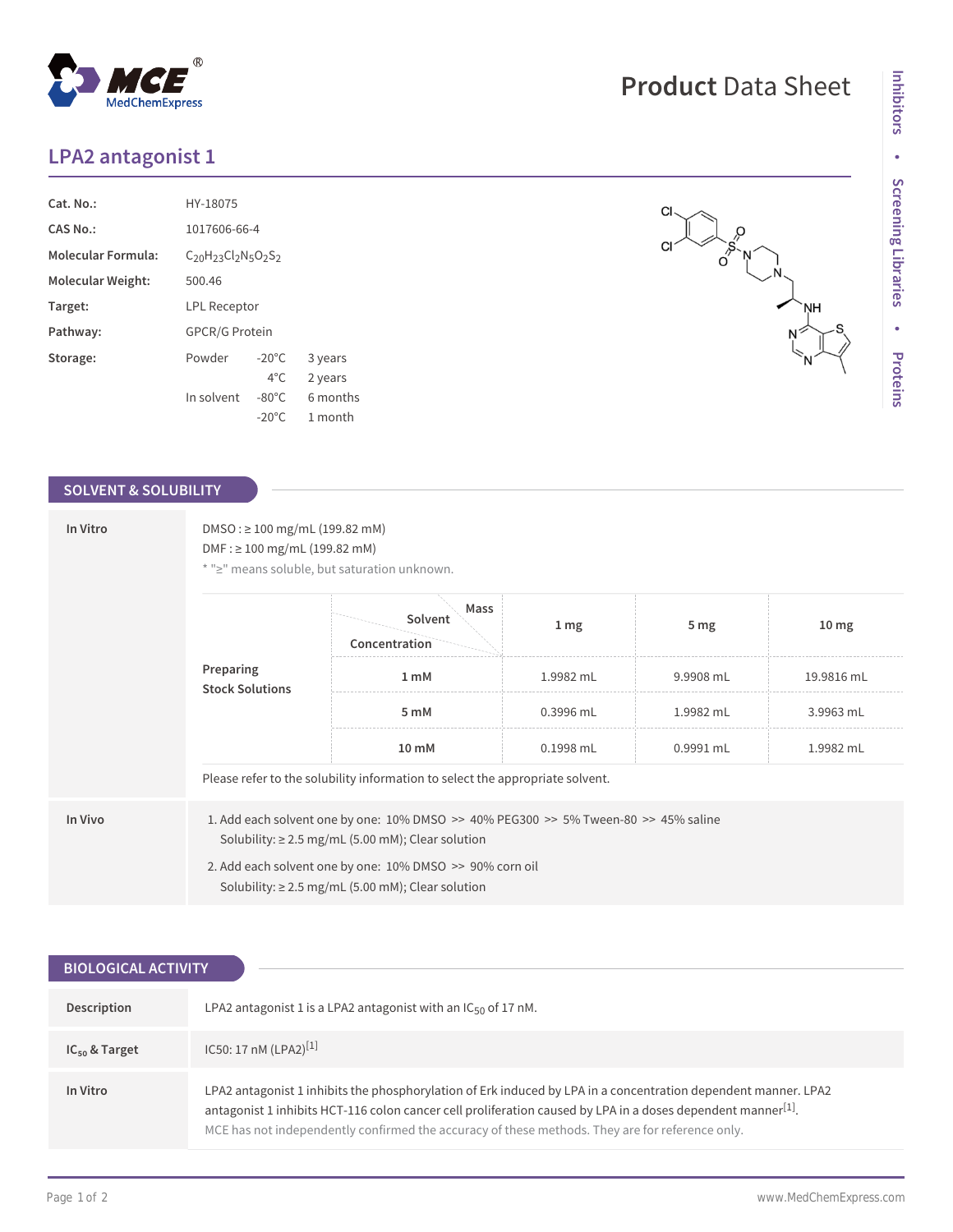# Product Data Sheet

## LPA2 antagonist 1

| | |
|---|---|
| **Cat. No.:** | HY-18075 |
| **CAS No.:** | 1017606-66-4 |
| **Molecular Formula:** | $C_{20}H_{23}Cl_2N_5O_2S_2$ |
| **Molecular Weight:** | 500.46 |
| **Target:** | LPL Receptor |
| **Pathway:** | GPCR/G Protein |
| **Storage:** | Powder -20°C 3 years; 4°C 2 years; In solvent -80°C 6 months; -20°C 1 month |

## SOLVENT & SOLUBILITY

**In Vitro**

DMSO : ≥ 100 mg/mL (199.82 mM)
DMF : ≥ 100 mg/mL (199.82 mM)
* "≥" means soluble, but saturation unknown.

**Preparing Stock Solutions**

| Concentration / Solvent Mass | 1 mg | 5 mg | 10 mg |
|---|---|---|---|
| 1 mM | 1.9982 mL | 9.9908 mL | 19.9816 mL |
| 5 mM | 0.3996 mL | 1.9982 mL | 3.9963 mL |
| 10 mM | 0.1998 mL | 0.9991 mL | 1.9982 mL |

Please refer to the solubility information to select the appropriate solvent.

**In Vivo**

1. Add each solvent one by one: 10% DMSO >> 40% PEG300 >> 5% Tween-80 >> 45% saline
   Solubility: ≥ 2.5 mg/mL (5.00 mM); Clear solution
2. Add each solvent one by one: 10% DMSO >> 90% corn oil
   Solubility: ≥ 2.5 mg/mL (5.00 mM); Clear solution

## BIOLOGICAL ACTIVITY

**Description**

LPA2 antagonist 1 is a LPA2 antagonist with an $IC_{50}$ of 17 nM.

**$IC_{50}$ & Target**

IC50: 17 nM (LPA2)[1]

**In Vitro**

LPA2 antagonist 1 inhibits the phosphorylation of Erk induced by LPA in a concentration dependent manner. LPA2 antagonist 1 inhibits HCT-116 colon cancer cell proliferation caused by LPA in a doses dependent manner[1].
MCE has not independently confirmed the accuracy of these methods. They are for reference only.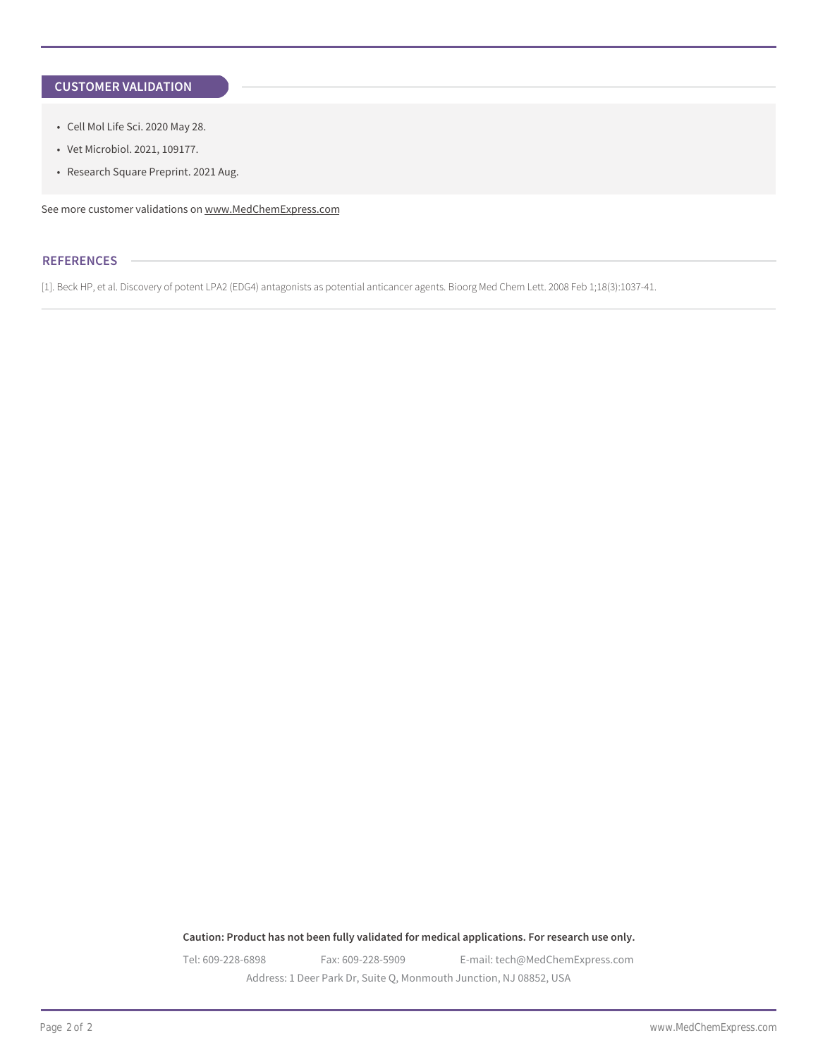## CUSTOMER VALIDATION

- Cell Mol Life Sci. 2020 May 28.
- Vet Microbiol. 2021, 109177.
- Research Square Preprint. 2021 Aug.

See more customer validations on www.MedChemExpress.com

## REFERENCES

[1]. Beck HP, et al. Discovery of potent LPA2 (EDG4) antagonists as potential anticancer agents. Bioorg Med Chem Lett. 2008 Feb 1;18(3):1037-41.

**Caution: Product has not been fully validated for medical applications. For research use only.**

Tel: 609-228-6898 Fax: 609-228-5909 E-mail: tech@MedChemExpress.com

Address: 1 Deer Park Dr, Suite Q, Monmouth Junction, NJ 08852, USA